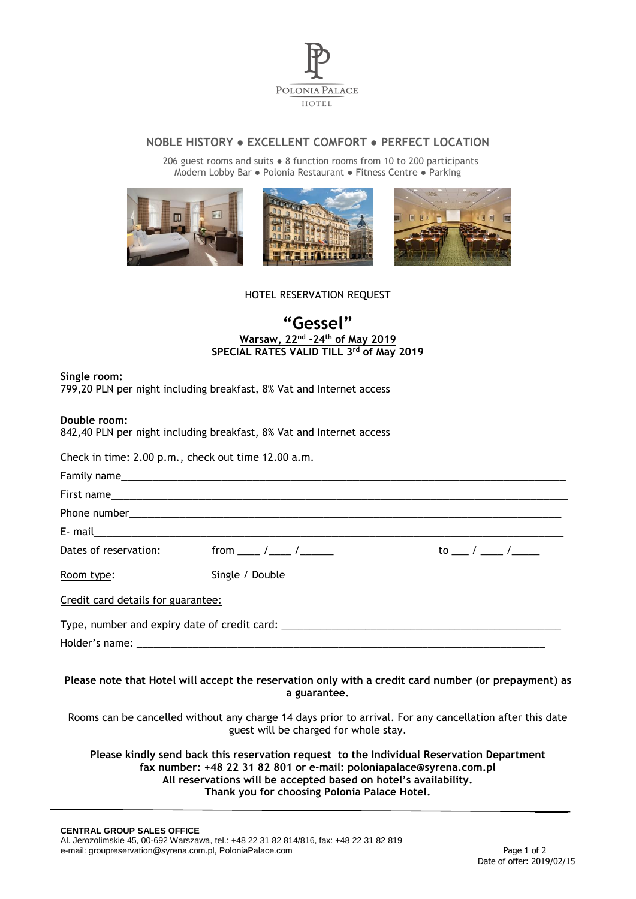POLONIA PALACE HOTEL

## NOBLE HISTORY ● EXCELLENT COMFORT ● PERFECT LOCATION

206 guest rooms and suits ● 8 function rooms from 10 to 200 participants
Modern Lobby Bar ● Polonia Restaurant ● Fitness Centre ● Parking

HOTEL RESERVATION REQUEST

# "Gessel"

**Warsaw, 22nd -24th of May 2019**
**SPECIAL RATES VALID TILL 3rd of May 2019**

**Single room:**
799,20 PLN per night including breakfast, 8% Vat and Internet access

**Double room:**
842,40 PLN per night including breakfast, 8% Vat and Internet access

Check in time: 2.00 p.m., check out time 12.00 a.m.

Family name\_\_\_\_\_\_\_\_\_\_\_\_\_\_\_\_\_\_\_\_\_\_\_\_\_\_\_\_\_\_\_\_\_\_\_\_\_\_\_\_

First name\_\_\_\_\_\_\_\_\_\_\_\_\_\_\_\_\_\_\_\_\_\_\_\_\_\_\_\_\_\_\_\_\_\_\_\_\_\_\_\_

Phone number\_\_\_\_\_\_\_\_\_\_\_\_\_\_\_\_\_\_\_\_\_\_\_\_\_\_\_\_\_\_\_\_\_\_\_\_\_\_

E- mail\_\_\_\_\_\_\_\_\_\_\_\_\_\_\_\_\_\_\_\_\_\_\_\_\_\_\_\_\_\_\_\_\_\_\_\_\_\_\_\_\_\_

Dates of reservation: from \_\_\_\_ /\_\_\_\_ /\_\_\_\_\_\_ to \_\_\_ / \_\_\_\_ /\_\_\_\_\_

Room type: Single / Double

Credit card details for guarantee:

Type, number and expiry date of credit card: \_\_\_\_\_\_\_\_\_\_\_\_\_\_\_\_\_\_\_\_\_\_\_\_\_\_\_\_

Holder's name: \_\_\_\_\_\_\_\_\_\_\_\_\_\_\_\_\_\_\_\_\_\_\_\_\_\_\_\_\_\_\_\_\_\_\_\_\_\_\_\_

**Please note that Hotel will accept the reservation only with a credit card number (or prepayment) as a guarantee.**

Rooms can be cancelled without any charge 14 days prior to arrival. For any cancellation after this date guest will be charged for whole stay.

**Please kindly send back this reservation request to the Individual Reservation Department fax number: +48 22 31 82 801 or e-mail: poloniapalace@syrena.com.pl**
**All reservations will be accepted based on hotel's availability.**
**Thank you for choosing Polonia Palace Hotel.**

**CENTRAL GROUP SALES OFFICE**
Al. Jerozolimskie 45, 00-692 Warszawa, tel.: +48 22 31 82 814/816, fax: +48 22 31 82 819
e-mail: grouppreservation@syrena.com.pl, PoloniaPalace.com

Date of offer: 2019/02/15